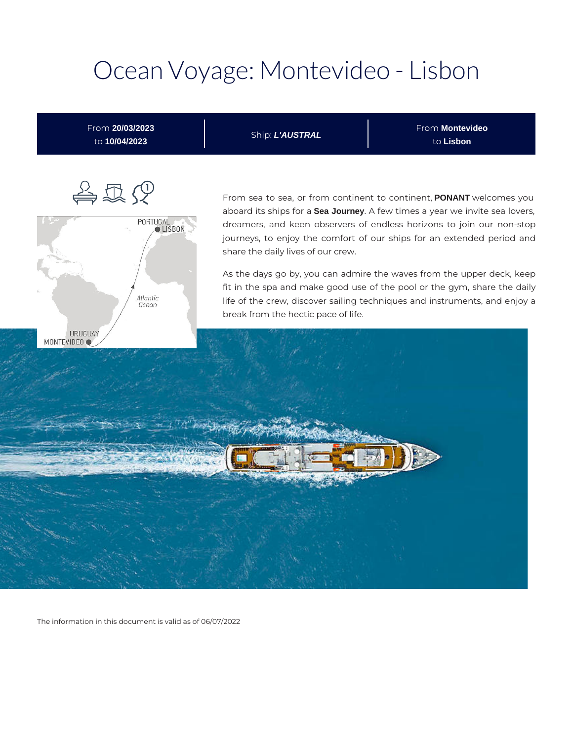# Ocean Voyage: Montevideo - Lisbon

| From **20/03/2023** to **10/04/2023** | Ship: ***L'AUSTRAL*** | From **Montevideo** to **Lisbon** |
|---|---|---|

From sea to sea, or from continent to continent, **PONANT** welcomes you aboard its ships for a **Sea Journey**. A few times a year we invite sea lovers, dreamers, and keen observers of endless horizons to join our non-stop journeys, to enjoy the comfort of our ships for an extended period and share the daily lives of our crew.

As the days go by, you can admire the waves from the upper deck, keep fit in the spa and make good use of the pool or the gym, share the daily life of the crew, discover sailing techniques and instruments, and enjoy a break from the hectic pace of life.

The information in this document is valid as of 06/07/2022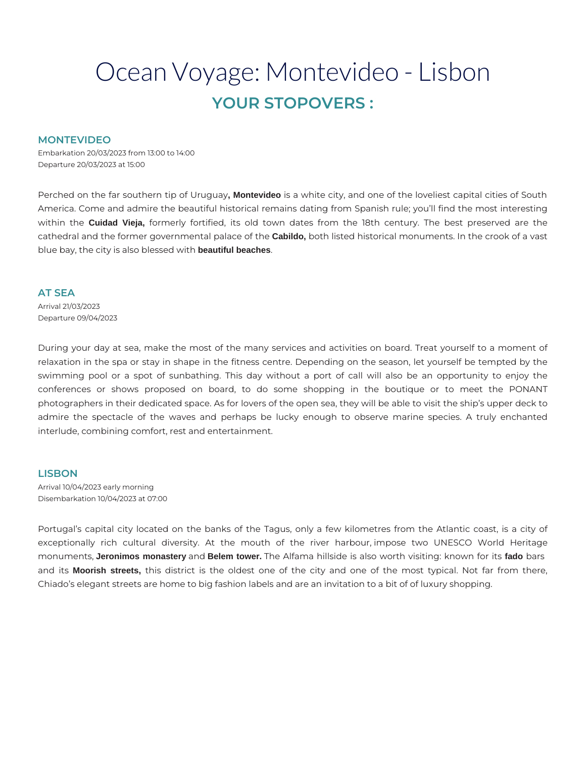# Ocean Voyage: Montevideo - Lisbon

## YOUR STOPOVERS :

### MONTEVIDEO

Embarkation 20/03/2023 from 13:00 to 14:00
Departure 20/03/2023 at 15:00

Perched on the far southern tip of Uruguay**, Montevideo** is a white city, and one of the loveliest capital cities of South America. Come and admire the beautiful historical remains dating from Spanish rule; you'll find the most interesting within the **Cuidad Vieja,** formerly fortified, its old town dates from the 18th century. The best preserved are the cathedral and the former governmental palace of the **Cabildo,** both listed historical monuments. In the crook of a vast blue bay, the city is also blessed with **beautiful beaches**.

### AT SEA

Arrival 21/03/2023
Departure 09/04/2023

During your day at sea, make the most of the many services and activities on board. Treat yourself to a moment of relaxation in the spa or stay in shape in the fitness centre. Depending on the season, let yourself be tempted by the swimming pool or a spot of sunbathing. This day without a port of call will also be an opportunity to enjoy the conferences or shows proposed on board, to do some shopping in the boutique or to meet the PONANT photographers in their dedicated space. As for lovers of the open sea, they will be able to visit the ship's upper deck to admire the spectacle of the waves and perhaps be lucky enough to observe marine species. A truly enchanted interlude, combining comfort, rest and entertainment.

### LISBON

Arrival 10/04/2023 early morning
Disembarkation 10/04/2023 at 07:00

Portugal's capital city located on the banks of the Tagus, only a few kilometres from the Atlantic coast, is a city of exceptionally rich cultural diversity. At the mouth of the river harbour, impose two UNESCO World Heritage monuments, **Jeronimos monastery** and **Belem tower.** The Alfama hillside is also worth visiting: known for its **fado** bars and its **Moorish streets,** this district is the oldest one of the city and one of the most typical. Not far from there, Chiado's elegant streets are home to big fashion labels and are an invitation to a bit of of luxury shopping.